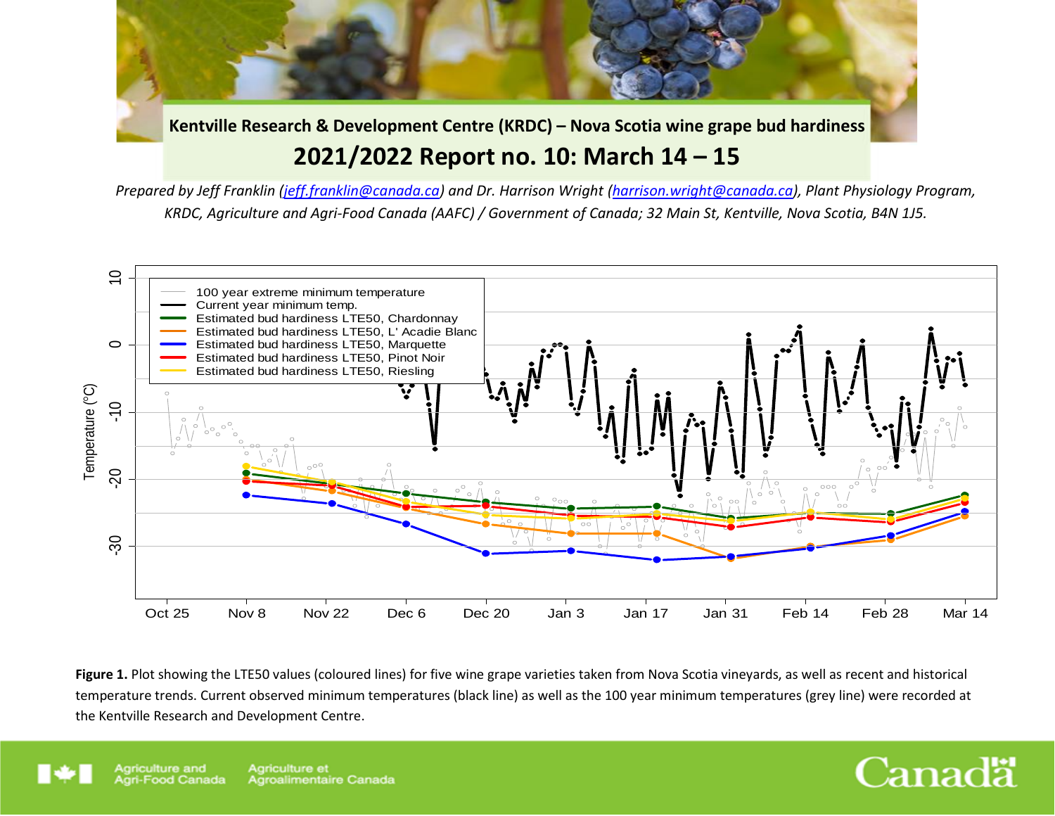**Kentville Research & Development Centre (KRDC) – Nova Scotia wine grape bud hardiness**

# 2021/2022 Report no. 10: March 14 – 15

*Prepared by Jeff Franklin (jeff.franklin@canada.ca) and Dr. Harrison Wright (harrison.wright@canada.ca), Plant Physiology Program, KRDC, Agriculture and Agri-Food Canada (AAFC) / Government of Canada; 32 Main St, Kentville, Nova Scotia, B4N 1J5.*

**Figure 1.** Plot showing the LTE50 values (coloured lines) for five wine grape varieties taken from Nova Scotia vineyards, as well as recent and historical temperature trends. Current observed minimum temperatures (black line) as well as the 100 year minimum temperatures (grey line) were recorded at the Kentville Research and Development Centre.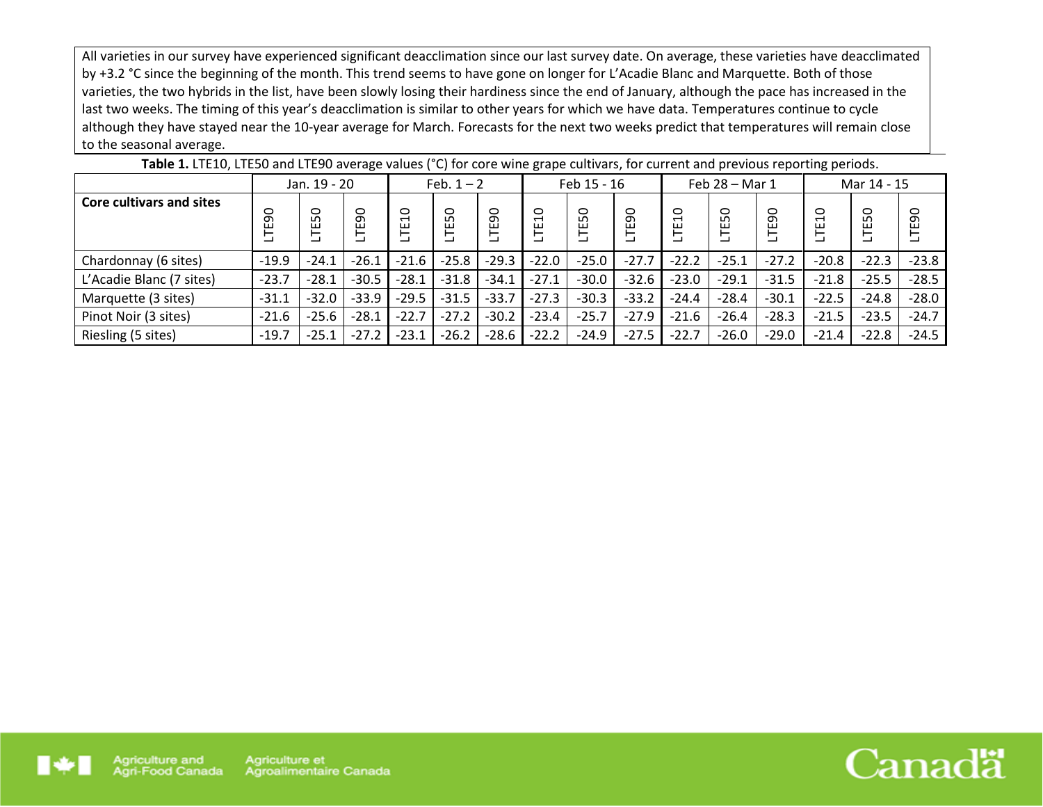All varieties in our survey have experienced significant deacclimation since our last survey date. On average, these varieties have deacclimated by +3.2 °C since the beginning of the month. This trend seems to have gone on longer for L'Acadie Blanc and Marquette. Both of those varieties, the two hybrids in the list, have been slowly losing their hardiness since the end of January, although the pace has increased in the last two weeks. The timing of this year's deacclimation is similar to other years for which we have data. Temperatures continue to cycle although they have stayed near the 10-year average for March. Forecasts for the next two weeks predict that temperatures will remain close to the seasonal average.

**Table 1.** LTE10, LTE50 and LTE90 average values (°C) for core wine grape cultivars, for current and previous reporting periods.

| | Jan. 19 - 20 | | | Feb. 1 – 2 | | | Feb 15 - 16 | | | Feb 28 – Mar 1 | | | Mar 14 - 15 | | |
|---|---|---|---|---|---|---|---|---|---|---|---|---|---|---|---|
| **Core cultivars and sites** | LTE90 | LTE50 | LTE90 | LTE10 | LTE50 | LTE90 | LTE10 | LTE50 | LTE90 | LTE10 | LTE50 | LTE90 | LTE10 | LTE50 | LTE90 |
| Chardonnay (6 sites) | -19.9 | -24.1 | -26.1 | -21.6 | -25.8 | -29.3 | -22.0 | -25.0 | -27.7 | -22.2 | -25.1 | -27.2 | -20.8 | -22.3 | -23.8 |
| L'Acadie Blanc (7 sites) | -23.7 | -28.1 | -30.5 | -28.1 | -31.8 | -34.1 | -27.1 | -30.0 | -32.6 | -23.0 | -29.1 | -31.5 | -21.8 | -25.5 | -28.5 |
| Marquette (3 sites) | -31.1 | -32.0 | -33.9 | -29.5 | -31.5 | -33.7 | -27.3 | -30.3 | -33.2 | -24.4 | -28.4 | -30.1 | -22.5 | -24.8 | -28.0 |
| Pinot Noir (3 sites) | -21.6 | -25.6 | -28.1 | -22.7 | -27.2 | -30.2 | -23.4 | -25.7 | -27.9 | -21.6 | -26.4 | -28.3 | -21.5 | -23.5 | -24.7 |
| Riesling (5 sites) | -19.7 | -25.1 | -27.2 | -23.1 | -26.2 | -28.6 | -22.2 | -24.9 | -27.5 | -22.7 | -26.0 | -29.0 | -21.4 | -22.8 | -24.5 |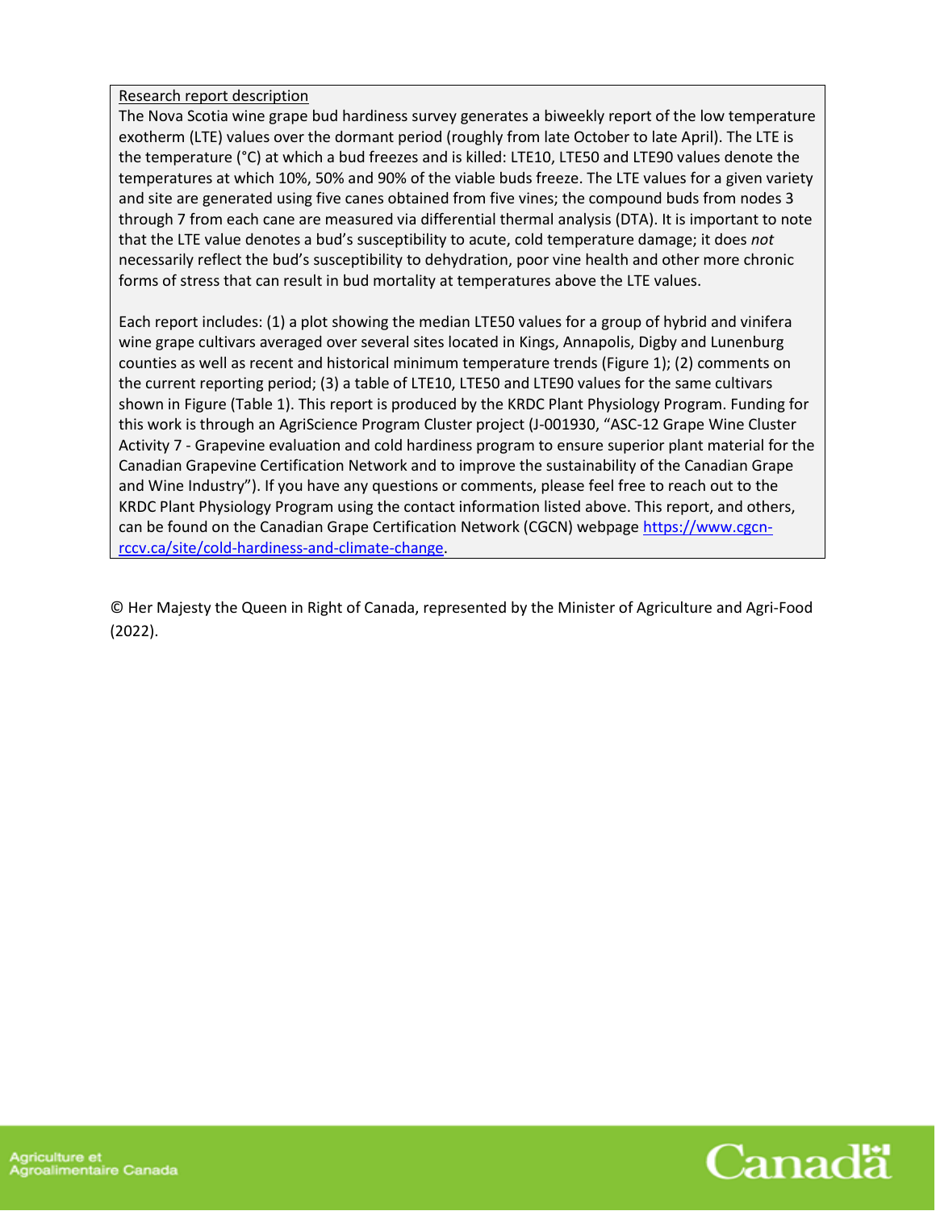Research report description

The Nova Scotia wine grape bud hardiness survey generates a biweekly report of the low temperature exotherm (LTE) values over the dormant period (roughly from late October to late April). The LTE is the temperature (°C) at which a bud freezes and is killed: LTE10, LTE50 and LTE90 values denote the temperatures at which 10%, 50% and 90% of the viable buds freeze. The LTE values for a given variety and site are generated using five canes obtained from five vines; the compound buds from nodes 3 through 7 from each cane are measured via differential thermal analysis (DTA). It is important to note that the LTE value denotes a bud's susceptibility to acute, cold temperature damage; it does *not* necessarily reflect the bud's susceptibility to dehydration, poor vine health and other more chronic forms of stress that can result in bud mortality at temperatures above the LTE values.

Each report includes: (1) a plot showing the median LTE50 values for a group of hybrid and vinifera wine grape cultivars averaged over several sites located in Kings, Annapolis, Digby and Lunenburg counties as well as recent and historical minimum temperature trends (Figure 1); (2) comments on the current reporting period; (3) a table of LTE10, LTE50 and LTE90 values for the same cultivars shown in Figure (Table 1). This report is produced by the KRDC Plant Physiology Program. Funding for this work is through an AgriScience Program Cluster project (J-001930, "ASC-12 Grape Wine Cluster Activity 7 - Grapevine evaluation and cold hardiness program to ensure superior plant material for the Canadian Grapevine Certification Network and to improve the sustainability of the Canadian Grape and Wine Industry"). If you have any questions or comments, please feel free to reach out to the KRDC Plant Physiology Program using the contact information listed above. This report, and others, can be found on the Canadian Grape Certification Network (CGCN) webpage [https://www.cgcn-rccv.ca/site/cold-hardiness-and-climate-change](https://www.cgcn-rccv.ca/site/cold-hardiness-and-climate-change).

© Her Majesty the Queen in Right of Canada, represented by the Minister of Agriculture and Agri-Food (2022).

Agriculture et Agroalimentaire Canada

Canada